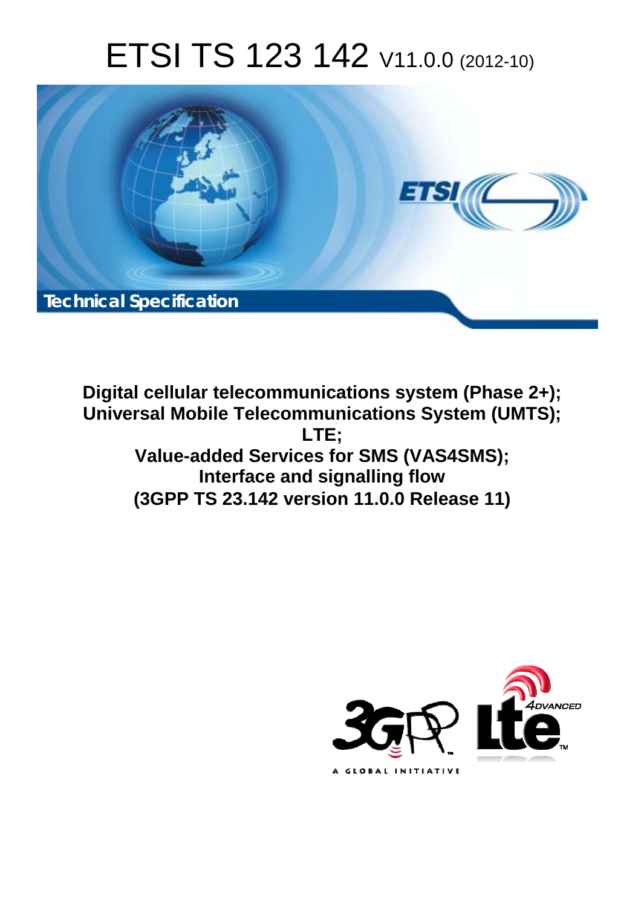# ETSI TS 123 142 V11.0.0 (2012-10)

Technical Specification

**Digital cellular telecommunications system (Phase 2+);**
**Universal Mobile Telecommunications System (UMTS);**
**LTE;**
**Value-added Services for SMS (VAS4SMS);**
**Interface and signalling flow**
**(3GPP TS 23.142 version 11.0.0 Release 11)**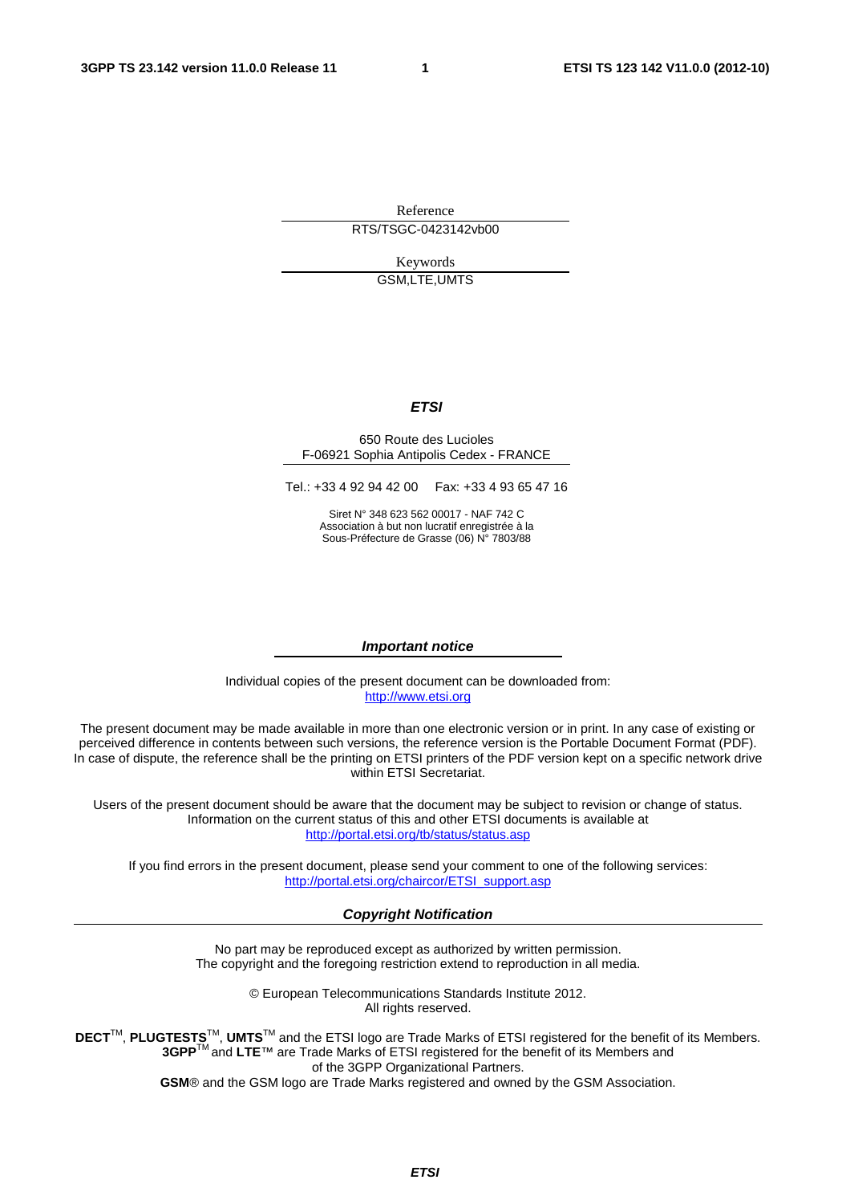Reference

RTS/TSGC-0423142vb00

Keywords

GSM,LTE,UMTS

***ETSI***

650 Route des Lucioles
F-06921 Sophia Antipolis Cedex - FRANCE

Tel.: +33 4 92 94 42 00   Fax: +33 4 93 65 47 16

Siret N° 348 623 562 00017 - NAF 742 C
Association à but non lucratif enregistrée à la
Sous-Préfecture de Grasse (06) N° 7803/88

***Important notice***

Individual copies of the present document can be downloaded from:
http://www.etsi.org

The present document may be made available in more than one electronic version or in print. In any case of existing or perceived difference in contents between such versions, the reference version is the Portable Document Format (PDF). In case of dispute, the reference shall be the printing on ETSI printers of the PDF version kept on a specific network drive within ETSI Secretariat.

Users of the present document should be aware that the document may be subject to revision or change of status. Information on the current status of this and other ETSI documents is available at
http://portal.etsi.org/tb/status/status.asp

If you find errors in the present document, please send your comment to one of the following services:
http://portal.etsi.org/chaircor/ETSI_support.asp

***Copyright Notification***

No part may be reproduced except as authorized by written permission.
The copyright and the foregoing restriction extend to reproduction in all media.

© European Telecommunications Standards Institute 2012.
All rights reserved.

**DECT**™, **PLUGTESTS**™, **UMTS**™ and the ETSI logo are Trade Marks of ETSI registered for the benefit of its Members.
**3GPP**™ and **LTE**™ are Trade Marks of ETSI registered for the benefit of its Members and of the 3GPP Organizational Partners.
**GSM**® and the GSM logo are Trade Marks registered and owned by the GSM Association.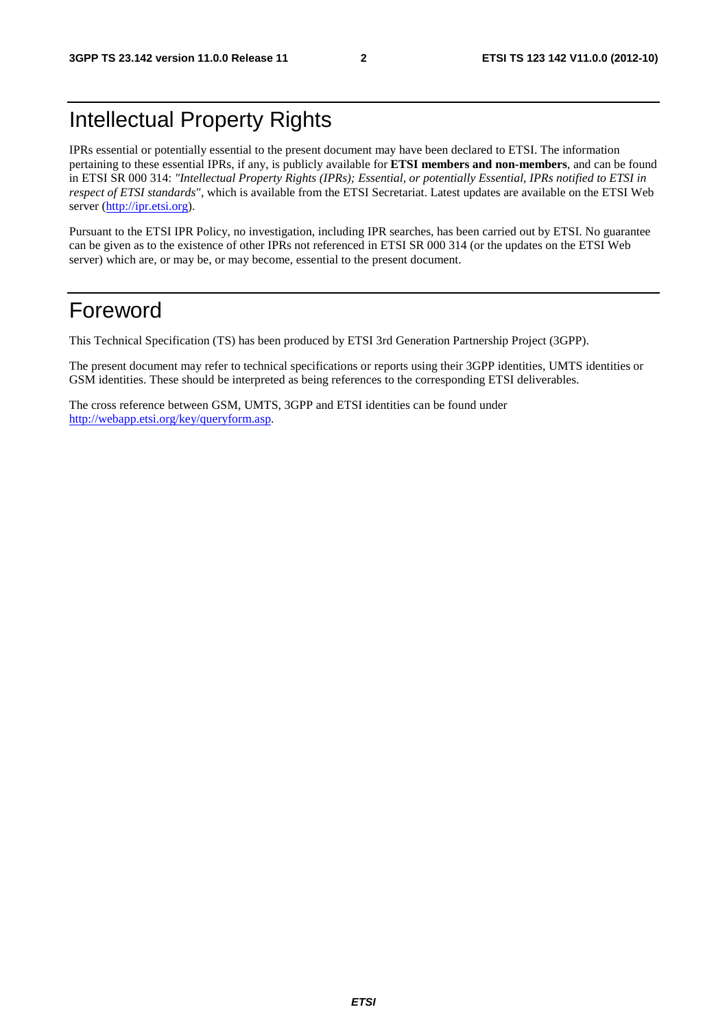# Intellectual Property Rights

IPRs essential or potentially essential to the present document may have been declared to ETSI. The information pertaining to these essential IPRs, if any, is publicly available for **ETSI members and non-members**, and can be found in ETSI SR 000 314: *"Intellectual Property Rights (IPRs); Essential, or potentially Essential, IPRs notified to ETSI in respect of ETSI standards"*, which is available from the ETSI Secretariat. Latest updates are available on the ETSI Web server (http://ipr.etsi.org).

Pursuant to the ETSI IPR Policy, no investigation, including IPR searches, has been carried out by ETSI. No guarantee can be given as to the existence of other IPRs not referenced in ETSI SR 000 314 (or the updates on the ETSI Web server) which are, or may be, or may become, essential to the present document.

# Foreword

This Technical Specification (TS) has been produced by ETSI 3rd Generation Partnership Project (3GPP).

The present document may refer to technical specifications or reports using their 3GPP identities, UMTS identities or GSM identities. These should be interpreted as being references to the corresponding ETSI deliverables.

The cross reference between GSM, UMTS, 3GPP and ETSI identities can be found under http://webapp.etsi.org/key/queryform.asp.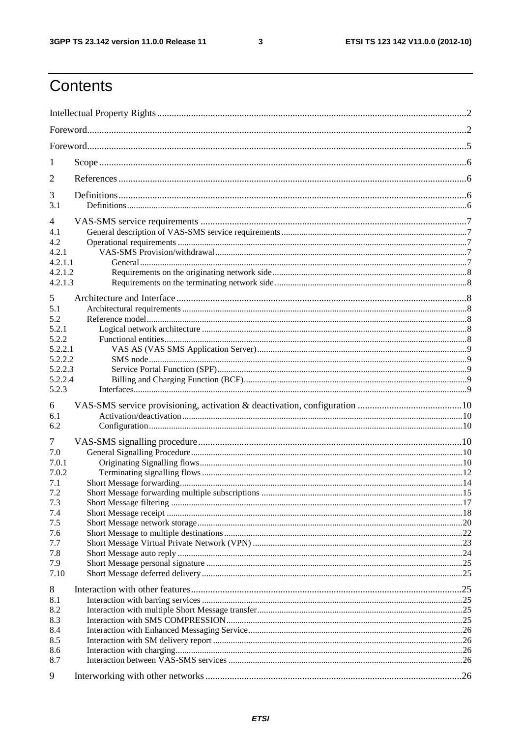# Contents

Intellectual Property Rights ..... 2

Foreword ..... 2

Foreword ..... 5

1 Scope ..... 6

2 References ..... 6

3 Definitions ..... 6

3.1 Definitions ..... 6

4 VAS-SMS service requirements ..... 7

4.1 General description of VAS-SMS service requirements ..... 7

4.2 Operational requirements ..... 7

4.2.1 VAS-SMS Provision/withdrawal ..... 7

4.2.1.1 General ..... 7

4.2.1.2 Requirements on the originating network side ..... 8

4.2.1.3 Requirements on the terminating network side ..... 8

5 Architecture and Interface ..... 8

5.1 Architectural requirements ..... 8

5.2 Reference model ..... 8

5.2.1 Logical network architecture ..... 8

5.2.2 Functional entities ..... 8

5.2.2.1 VAS AS (VAS SMS Application Server) ..... 9

5.2.2.2 SMS node ..... 9

5.2.2.3 Service Portal Function (SPF) ..... 9

5.2.2.4 Billing and Charging Function (BCF) ..... 9

5.2.3 Interfaces ..... 9

6 VAS-SMS service provisioning, activation & deactivation, configuration ..... 10

6.1 Activation/deactivation ..... 10

6.2 Configuration ..... 10

7 VAS-SMS signalling procedure ..... 10

7.0 General Signalling Procedure ..... 10

7.0.1 Originating Signalling flows ..... 10

7.0.2 Terminating signalling flows ..... 12

7.1 Short Message forwarding ..... 14

7.2 Short Message forwarding multiple subscriptions ..... 15

7.3 Short Message filtering ..... 17

7.4 Short Message receipt ..... 18

7.5 Short Message network storage ..... 20

7.6 Short Message to multiple destinations ..... 22

7.7 Short Message Virtual Private Network (VPN) ..... 23

7.8 Short Message auto reply ..... 24

7.9 Short Message personal signature ..... 25

7.10 Short Message deferred delivery ..... 25

8 Interaction with other features ..... 25

8.1 Interaction with barring services ..... 25

8.2 Interaction with multiple Short Message transfer ..... 25

8.3 Interaction with SMS COMPRESSION ..... 25

8.4 Interaction with Enhanced Messaging Service ..... 26

8.5 Interaction with SM delivery report ..... 26

8.6 Interaction with charging ..... 26

8.7 Interaction between VAS-SMS services ..... 26

9 Interworking with other networks ..... 26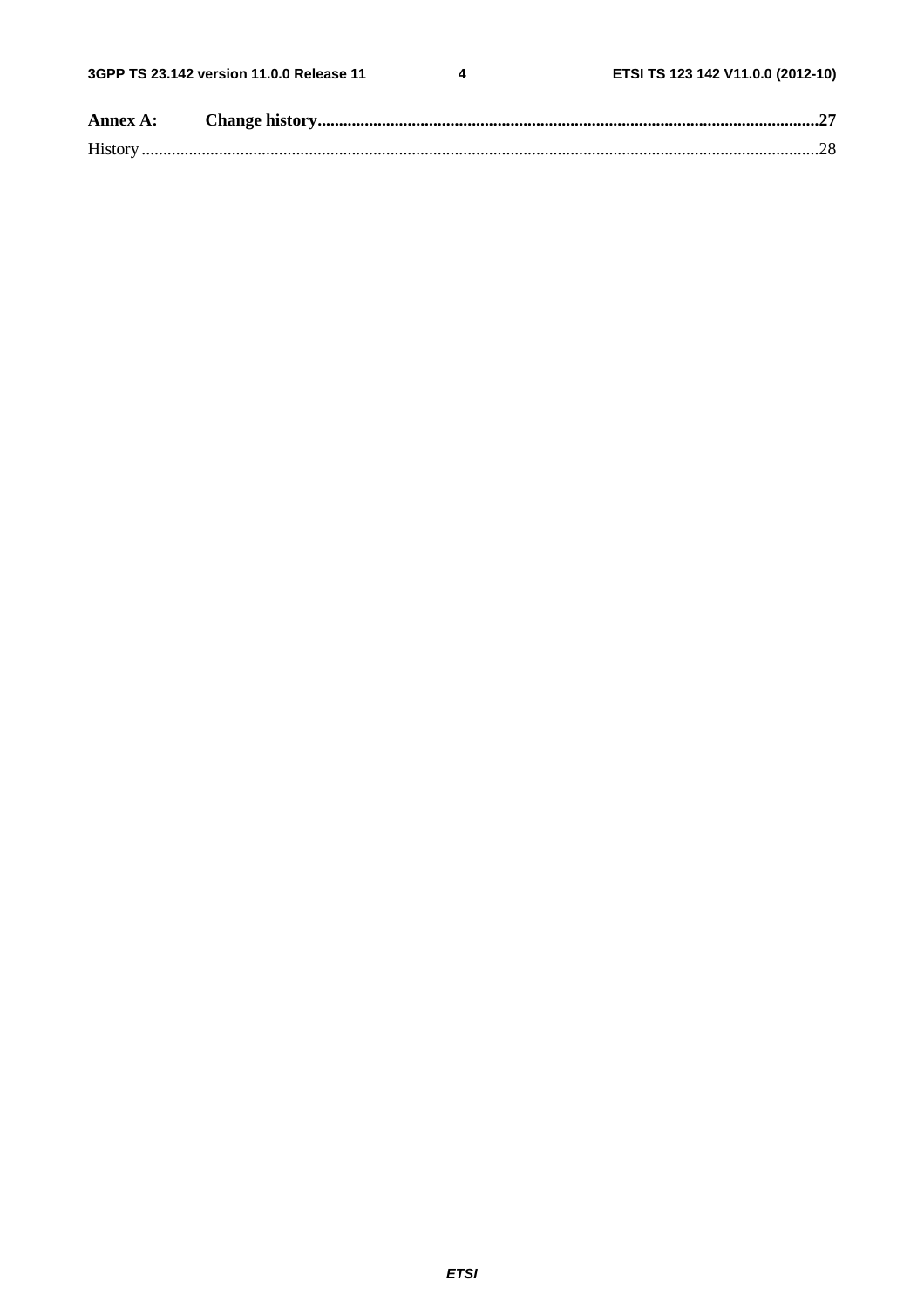**Annex A: Change history** .......................................................................................................................27

History ..............................................................................................................................................28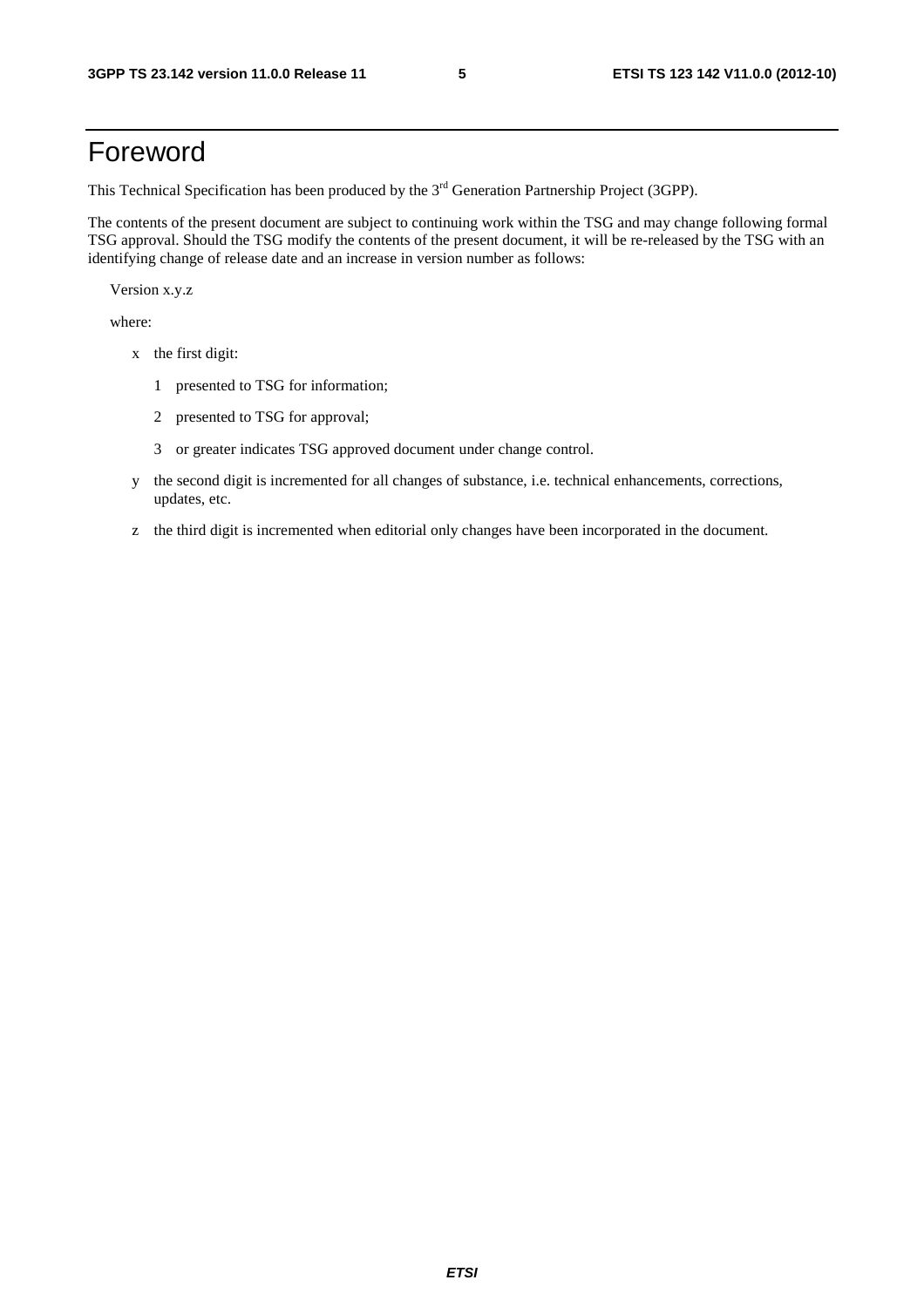# Foreword

This Technical Specification has been produced by the 3rd Generation Partnership Project (3GPP).

The contents of the present document are subject to continuing work within the TSG and may change following formal TSG approval. Should the TSG modify the contents of the present document, it will be re-released by the TSG with an identifying change of release date and an increase in version number as follows:

Version x.y.z

where:

- x the first digit:
  - 1 presented to TSG for information;
  - 2 presented to TSG for approval;
  - 3 or greater indicates TSG approved document under change control.
- y the second digit is incremented for all changes of substance, i.e. technical enhancements, corrections, updates, etc.
- z the third digit is incremented when editorial only changes have been incorporated in the document.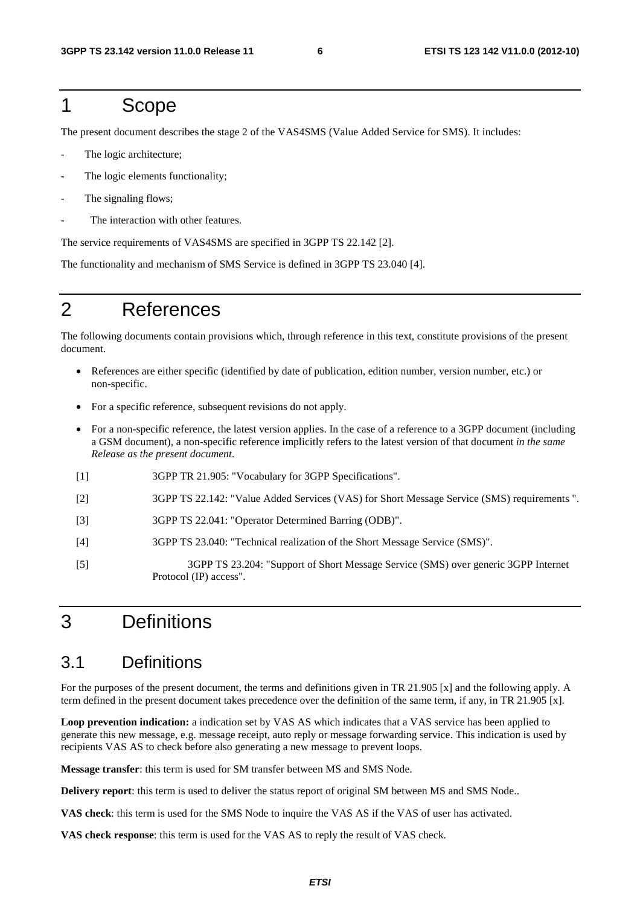# 1 Scope

The present document describes the stage 2 of the VAS4SMS (Value Added Service for SMS). It includes:

- The logic architecture;
- The logic elements functionality;
- The signaling flows;
- The interaction with other features.

The service requirements of VAS4SMS are specified in 3GPP TS 22.142 [2].

The functionality and mechanism of SMS Service is defined in 3GPP TS 23.040 [4].

# 2 References

The following documents contain provisions which, through reference in this text, constitute provisions of the present document.

- References are either specific (identified by date of publication, edition number, version number, etc.) or non-specific.
- For a specific reference, subsequent revisions do not apply.
- For a non-specific reference, the latest version applies. In the case of a reference to a 3GPP document (including a GSM document), a non-specific reference implicitly refers to the latest version of that document *in the same Release as the present document*.

[1] 3GPP TR 21.905: "Vocabulary for 3GPP Specifications".

[2] 3GPP TS 22.142: "Value Added Services (VAS) for Short Message Service (SMS) requirements ".

[3] 3GPP TS 22.041: "Operator Determined Barring (ODB)".

[4] 3GPP TS 23.040: "Technical realization of the Short Message Service (SMS)".

[5] 3GPP TS 23.204: "Support of Short Message Service (SMS) over generic 3GPP Internet Protocol (IP) access".

# 3 Definitions

## 3.1 Definitions

For the purposes of the present document, the terms and definitions given in TR 21.905 [x] and the following apply. A term defined in the present document takes precedence over the definition of the same term, if any, in TR 21.905 [x].

**Loop prevention indication:** a indication set by VAS AS which indicates that a VAS service has been applied to generate this new message, e.g. message receipt, auto reply or message forwarding service. This indication is used by recipients VAS AS to check before also generating a new message to prevent loops.

**Message transfer**: this term is used for SM transfer between MS and SMS Node.

**Delivery report**: this term is used to deliver the status report of original SM between MS and SMS Node..

**VAS check**: this term is used for the SMS Node to inquire the VAS AS if the VAS of user has activated.

**VAS check response**: this term is used for the VAS AS to reply the result of VAS check.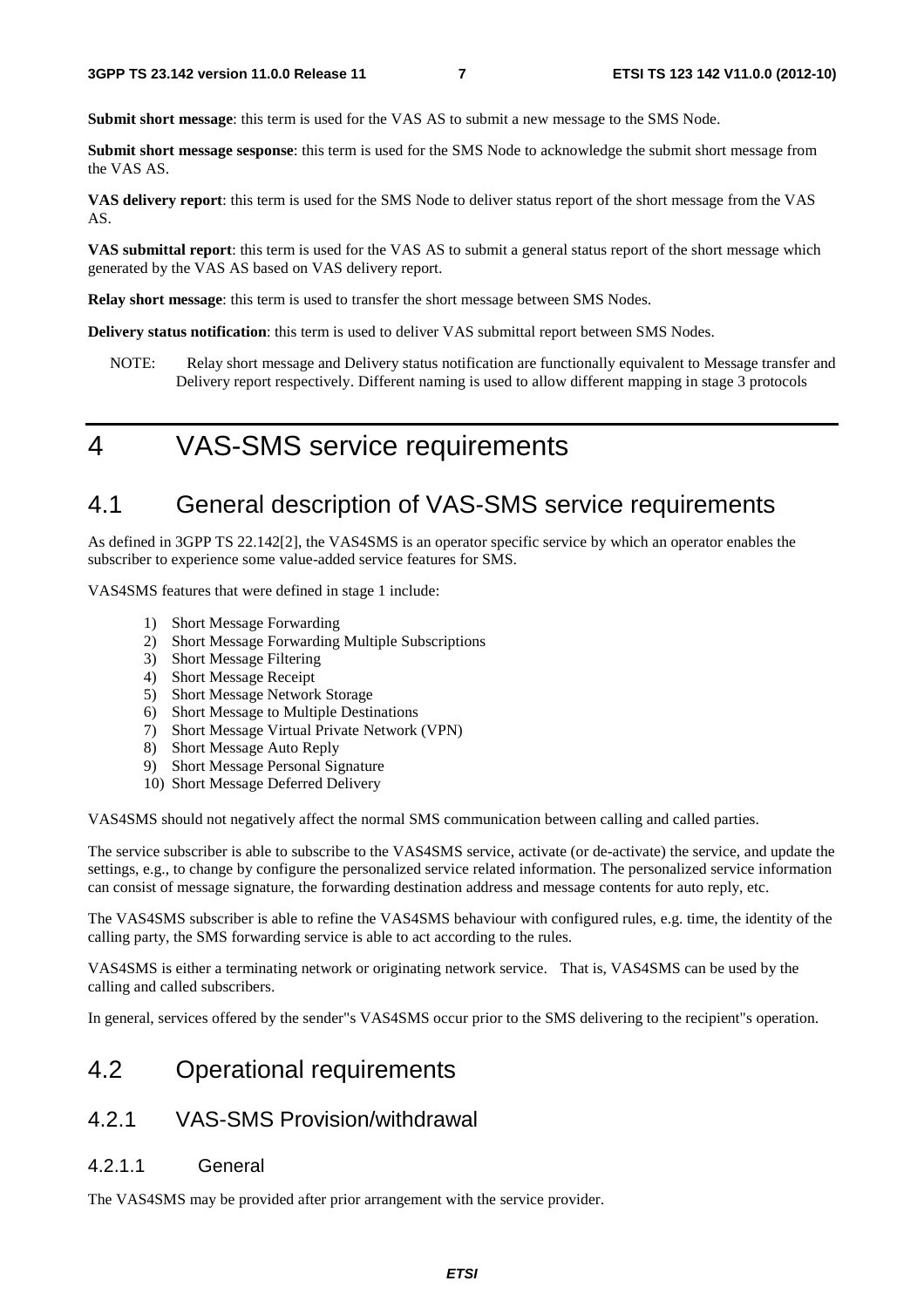**Submit short message**: this term is used for the VAS AS to submit a new message to the SMS Node.

**Submit short message sesponse**: this term is used for the SMS Node to acknowledge the submit short message from the VAS AS.

**VAS delivery report**: this term is used for the SMS Node to deliver status report of the short message from the VAS AS.

**VAS submittal report**: this term is used for the VAS AS to submit a general status report of the short message which generated by the VAS AS based on VAS delivery report.

**Relay short message**: this term is used to transfer the short message between SMS Nodes.

**Delivery status notification**: this term is used to deliver VAS submittal report between SMS Nodes.

NOTE: Relay short message and Delivery status notification are functionally equivalent to Message transfer and Delivery report respectively. Different naming is used to allow different mapping in stage 3 protocols

# 4 VAS-SMS service requirements

## 4.1 General description of VAS-SMS service requirements

As defined in 3GPP TS 22.142[2], the VAS4SMS is an operator specific service by which an operator enables the subscriber to experience some value-added service features for SMS.

VAS4SMS features that were defined in stage 1 include:

1) Short Message Forwarding
2) Short Message Forwarding Multiple Subscriptions
3) Short Message Filtering
4) Short Message Receipt
5) Short Message Network Storage
6) Short Message to Multiple Destinations
7) Short Message Virtual Private Network (VPN)
8) Short Message Auto Reply
9) Short Message Personal Signature
10) Short Message Deferred Delivery

VAS4SMS should not negatively affect the normal SMS communication between calling and called parties.

The service subscriber is able to subscribe to the VAS4SMS service, activate (or de-activate) the service, and update the settings, e.g., to change by configure the personalized service related information. The personalized service information can consist of message signature, the forwarding destination address and message contents for auto reply, etc.

The VAS4SMS subscriber is able to refine the VAS4SMS behaviour with configured rules, e.g. time, the identity of the calling party, the SMS forwarding service is able to act according to the rules.

VAS4SMS is either a terminating network or originating network service. That is, VAS4SMS can be used by the calling and called subscribers.

In general, services offered by the sender"s VAS4SMS occur prior to the SMS delivering to the recipient"s operation.

## 4.2 Operational requirements

### 4.2.1 VAS-SMS Provision/withdrawal

#### 4.2.1.1 General

The VAS4SMS may be provided after prior arrangement with the service provider.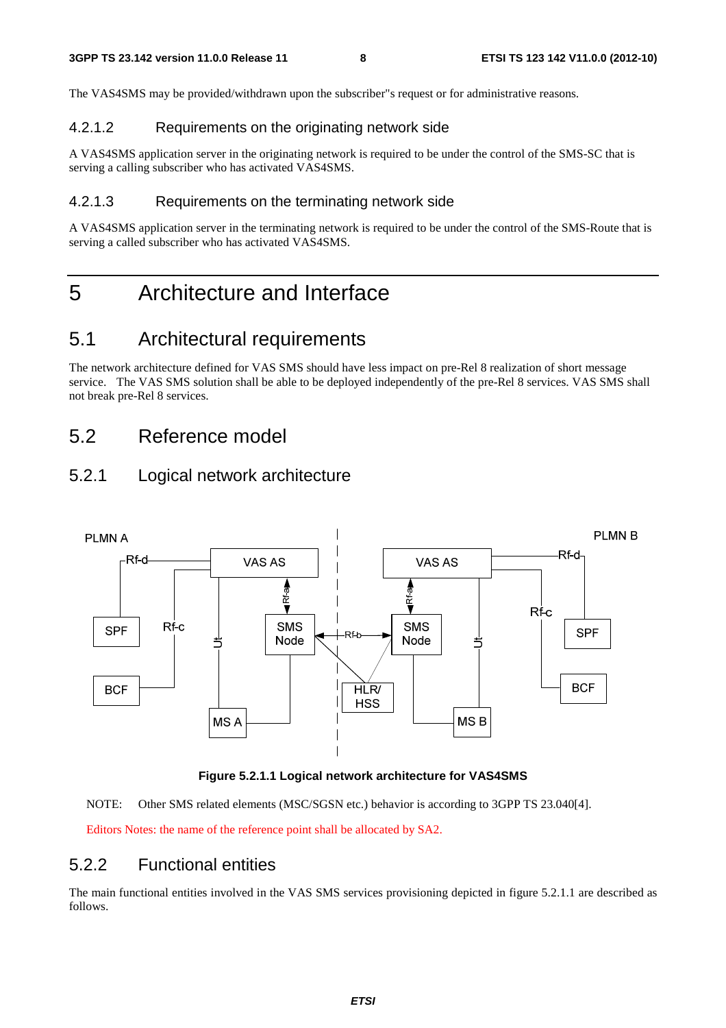The VAS4SMS may be provided/withdrawn upon the subscriber"s request or for administrative reasons.

#### 4.2.1.2 Requirements on the originating network side

A VAS4SMS application server in the originating network is required to be under the control of the SMS-SC that is serving a calling subscriber who has activated VAS4SMS.

#### 4.2.1.3 Requirements on the terminating network side

A VAS4SMS application server in the terminating network is required to be under the control of the SMS-Route that is serving a called subscriber who has activated VAS4SMS.

# 5 Architecture and Interface

## 5.1 Architectural requirements

The network architecture defined for VAS SMS should have less impact on pre-Rel 8 realization of short message service. The VAS SMS solution shall be able to be deployed independently of the pre-Rel 8 services. VAS SMS shall not break pre-Rel 8 services.

## 5.2 Reference model

### 5.2.1 Logical network architecture

**Figure 5.2.1.1 Logical network architecture for VAS4SMS**

NOTE: Other SMS related elements (MSC/SGSN etc.) behavior is according to 3GPP TS 23.040[4].

Editors Notes: the name of the reference point shall be allocated by SA2.

### 5.2.2 Functional entities

The main functional entities involved in the VAS SMS services provisioning depicted in figure 5.2.1.1 are described as follows.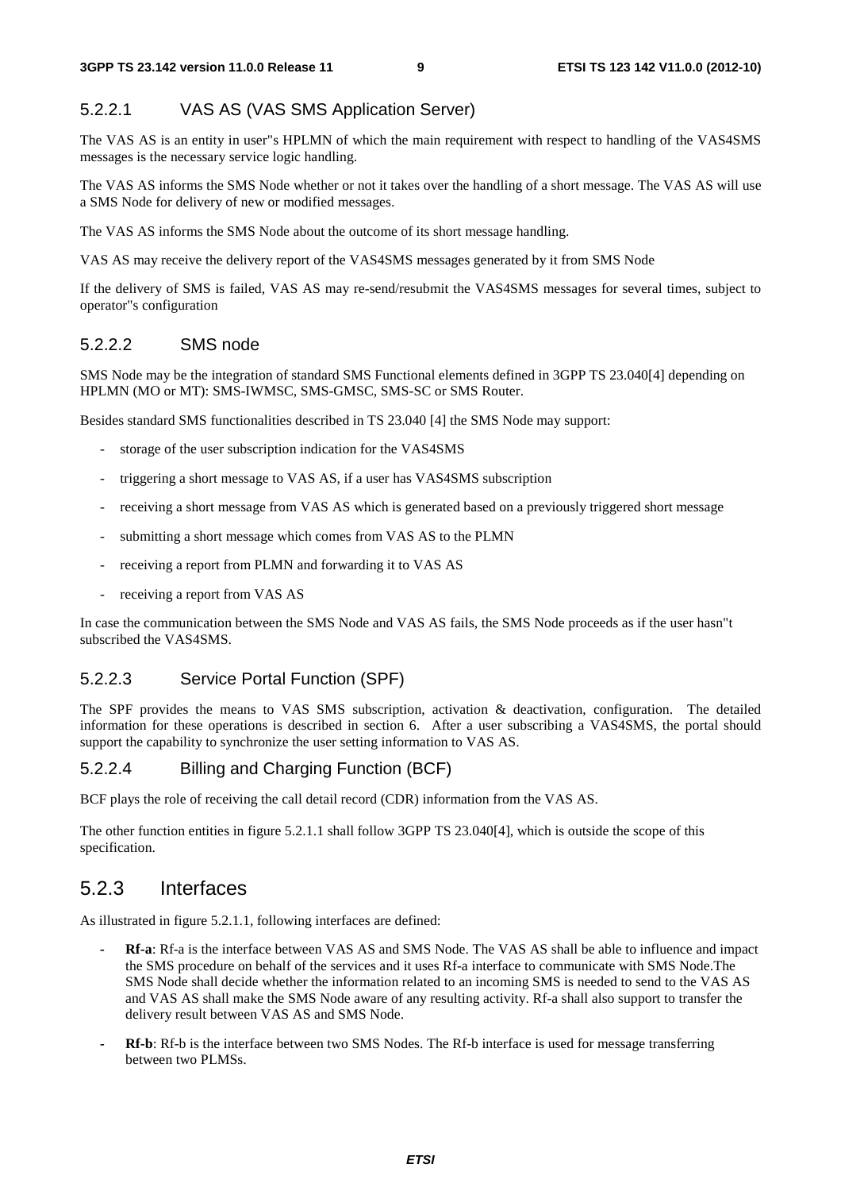#### 5.2.2.1 VAS AS (VAS SMS Application Server)

The VAS AS is an entity in user"s HPLMN of which the main requirement with respect to handling of the VAS4SMS messages is the necessary service logic handling.

The VAS AS informs the SMS Node whether or not it takes over the handling of a short message. The VAS AS will use a SMS Node for delivery of new or modified messages.

The VAS AS informs the SMS Node about the outcome of its short message handling.

VAS AS may receive the delivery report of the VAS4SMS messages generated by it from SMS Node

If the delivery of SMS is failed, VAS AS may re-send/resubmit the VAS4SMS messages for several times, subject to operator"s configuration

#### 5.2.2.2 SMS node

SMS Node may be the integration of standard SMS Functional elements defined in 3GPP TS 23.040[4] depending on HPLMN (MO or MT): SMS-IWMSC, SMS-GMSC, SMS-SC or SMS Router.

Besides standard SMS functionalities described in TS 23.040 [4] the SMS Node may support:

- storage of the user subscription indication for the VAS4SMS
- triggering a short message to VAS AS, if a user has VAS4SMS subscription
- receiving a short message from VAS AS which is generated based on a previously triggered short message
- submitting a short message which comes from VAS AS to the PLMN
- receiving a report from PLMN and forwarding it to VAS AS
- receiving a report from VAS AS

In case the communication between the SMS Node and VAS AS fails, the SMS Node proceeds as if the user hasn"t subscribed the VAS4SMS.

#### 5.2.2.3 Service Portal Function (SPF)

The SPF provides the means to VAS SMS subscription, activation & deactivation, configuration. The detailed information for these operations is described in section 6. After a user subscribing a VAS4SMS, the portal should support the capability to synchronize the user setting information to VAS AS.

#### 5.2.2.4 Billing and Charging Function (BCF)

BCF plays the role of receiving the call detail record (CDR) information from the VAS AS.

The other function entities in figure 5.2.1.1 shall follow 3GPP TS 23.040[4], which is outside the scope of this specification.

### 5.2.3 Interfaces

As illustrated in figure 5.2.1.1, following interfaces are defined:

- **Rf-a**: Rf-a is the interface between VAS AS and SMS Node. The VAS AS shall be able to influence and impact the SMS procedure on behalf of the services and it uses Rf-a interface to communicate with SMS Node.The SMS Node shall decide whether the information related to an incoming SMS is needed to send to the VAS AS and VAS AS shall make the SMS Node aware of any resulting activity. Rf-a shall also support to transfer the delivery result between VAS AS and SMS Node.
- **Rf-b**: Rf-b is the interface between two SMS Nodes. The Rf-b interface is used for message transferring between two PLMSs.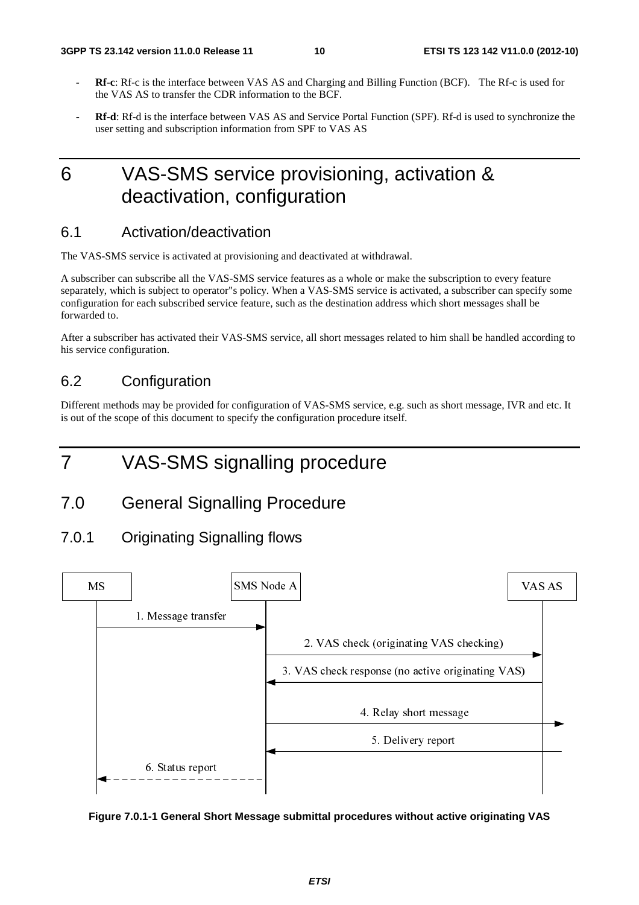- **Rf-c**: Rf-c is the interface between VAS AS and Charging and Billing Function (BCF). The Rf-c is used for the VAS AS to transfer the CDR information to the BCF.
- **Rf-d**: Rf-d is the interface between VAS AS and Service Portal Function (SPF). Rf-d is used to synchronize the user setting and subscription information from SPF to VAS AS

# 6 VAS-SMS service provisioning, activation & deactivation, configuration

## 6.1 Activation/deactivation

The VAS-SMS service is activated at provisioning and deactivated at withdrawal.

A subscriber can subscribe all the VAS-SMS service features as a whole or make the subscription to every feature separately, which is subject to operator"s policy. When a VAS-SMS service is activated, a subscriber can specify some configuration for each subscribed service feature, such as the destination address which short messages shall be forwarded to.

After a subscriber has activated their VAS-SMS service, all short messages related to him shall be handled according to his service configuration.

## 6.2 Configuration

Different methods may be provided for configuration of VAS-SMS service, e.g. such as short message, IVR and etc. It is out of the scope of this document to specify the configuration procedure itself.

# 7 VAS-SMS signalling procedure

## 7.0 General Signalling Procedure

### 7.0.1 Originating Signalling flows

MS | SMS Node A | VAS AS

1. Message transfer
2. VAS check (originating VAS checking)
3. VAS check response (no active originating VAS)
4. Relay short message
5. Delivery report
6. Status report

**Figure 7.0.1-1 General Short Message submittal procedures without active originating VAS**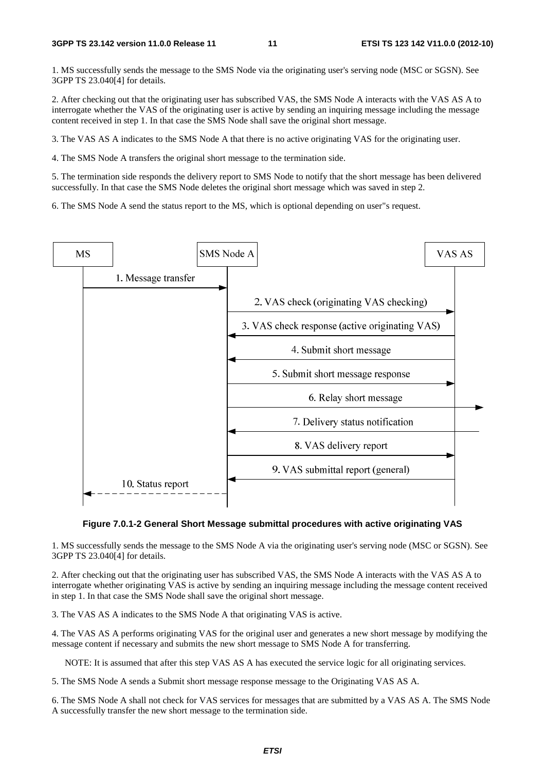1. MS successfully sends the message to the SMS Node via the originating user's serving node (MSC or SGSN). See 3GPP TS 23.040[4] for details.

2. After checking out that the originating user has subscribed VAS, the SMS Node A interacts with the VAS AS A to interrogate whether the VAS of the originating user is active by sending an inquiring message including the message content received in step 1. In that case the SMS Node shall save the original short message.

3. The VAS AS A indicates to the SMS Node A that there is no active originating VAS for the originating user.

4. The SMS Node A transfers the original short message to the termination side.

5. The termination side responds the delivery report to SMS Node to notify that the short message has been delivered successfully. In that case the SMS Node deletes the original short message which was saved in step 2.

6. The SMS Node A send the status report to the MS, which is optional depending on user"s request.

MS | SMS Node A | VAS AS

1. Message transfer
2. VAS check (originating VAS checking)
3. VAS check response (active originating VAS)
4. Submit short message
5. Submit short message response
6. Relay short message
7. Delivery status notification
8. VAS delivery report
9. VAS submittal report (general)
10. Status report

**Figure 7.0.1-2 General Short Message submittal procedures with active originating VAS**

1. MS successfully sends the message to the SMS Node A via the originating user's serving node (MSC or SGSN). See 3GPP TS 23.040[4] for details.

2. After checking out that the originating user has subscribed VAS, the SMS Node A interacts with the VAS AS A to interrogate whether originating VAS is active by sending an inquiring message including the message content received in step 1. In that case the SMS Node shall save the original short message.

3. The VAS AS A indicates to the SMS Node A that originating VAS is active.

4. The VAS AS A performs originating VAS for the original user and generates a new short message by modifying the message content if necessary and submits the new short message to SMS Node A for transferring.

NOTE: It is assumed that after this step VAS AS A has executed the service logic for all originating services.

5. The SMS Node A sends a Submit short message response message to the Originating VAS AS A.

6. The SMS Node A shall not check for VAS services for messages that are submitted by a VAS AS A. The SMS Node A successfully transfer the new short message to the termination side.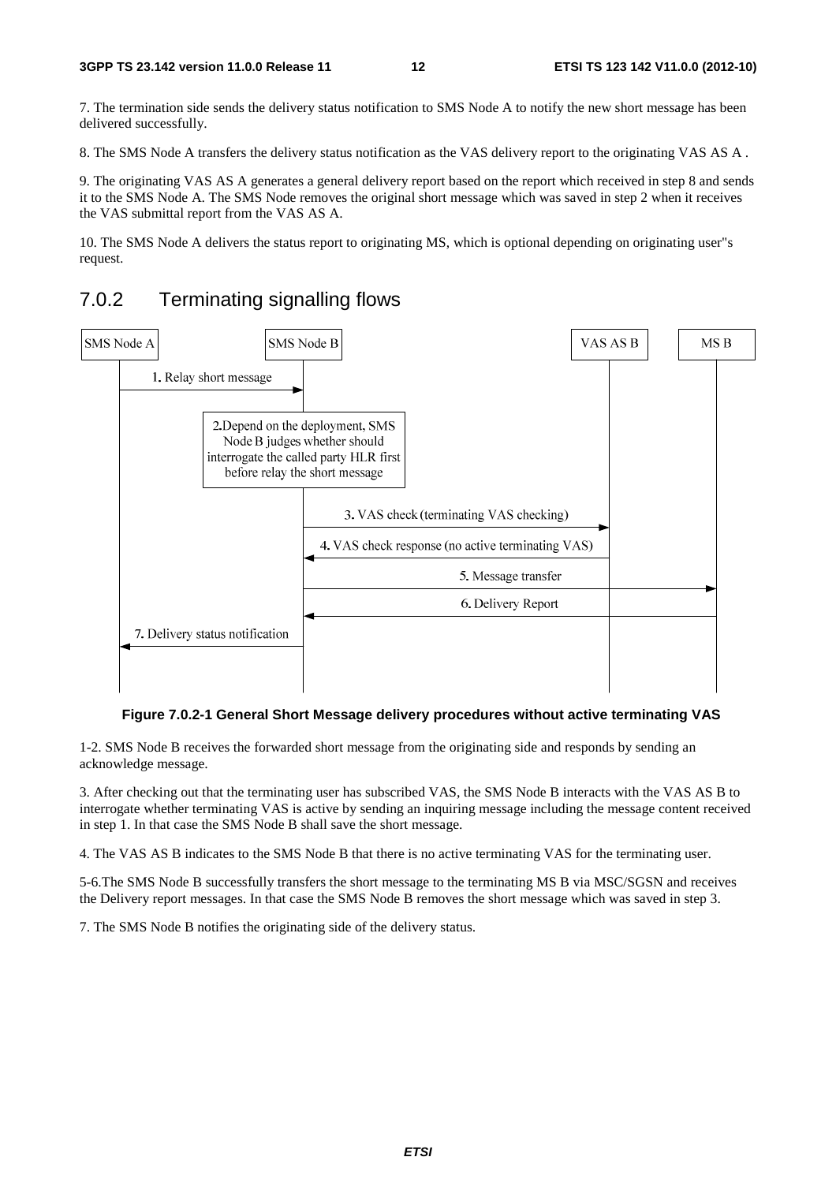7. The termination side sends the delivery status notification to SMS Node A to notify the new short message has been delivered successfully.

8. The SMS Node A transfers the delivery status notification as the VAS delivery report to the originating VAS AS A .

9. The originating VAS AS A generates a general delivery report based on the report which received in step 8 and sends it to the SMS Node A. The SMS Node removes the original short message which was saved in step 2 when it receives the VAS submittal report from the VAS AS A.

10. The SMS Node A delivers the status report to originating MS, which is optional depending on originating user"s request.

## 7.0.2 Terminating signalling flows

**Figure 7.0.2-1 General Short Message delivery procedures without active terminating VAS**

1-2. SMS Node B receives the forwarded short message from the originating side and responds by sending an acknowledge message.

3. After checking out that the terminating user has subscribed VAS, the SMS Node B interacts with the VAS AS B to interrogate whether terminating VAS is active by sending an inquiring message including the message content received in step 1. In that case the SMS Node B shall save the short message.

4. The VAS AS B indicates to the SMS Node B that there is no active terminating VAS for the terminating user.

5-6.The SMS Node B successfully transfers the short message to the terminating MS B via MSC/SGSN and receives the Delivery report messages. In that case the SMS Node B removes the short message which was saved in step 3.

7. The SMS Node B notifies the originating side of the delivery status.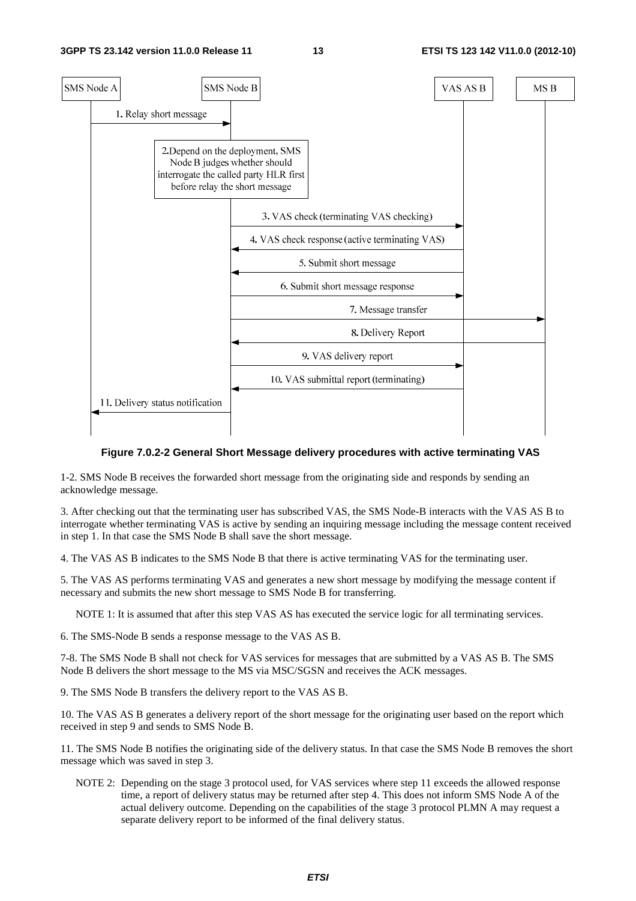**Figure 7.0.2-2 General Short Message delivery procedures with active terminating VAS**

1-2. SMS Node B receives the forwarded short message from the originating side and responds by sending an acknowledge message.

3. After checking out that the terminating user has subscribed VAS, the SMS Node-B interacts with the VAS AS B to interrogate whether terminating VAS is active by sending an inquiring message including the message content received in step 1. In that case the SMS Node B shall save the short message.

4. The VAS AS B indicates to the SMS Node B that there is active terminating VAS for the terminating user.

5. The VAS AS performs terminating VAS and generates a new short message by modifying the message content if necessary and submits the new short message to SMS Node B for transferring.

NOTE 1: It is assumed that after this step VAS AS has executed the service logic for all terminating services.

6. The SMS-Node B sends a response message to the VAS AS B.

7-8. The SMS Node B shall not check for VAS services for messages that are submitted by a VAS AS B. The SMS Node B delivers the short message to the MS via MSC/SGSN and receives the ACK messages.

9. The SMS Node B transfers the delivery report to the VAS AS B.

10. The VAS AS B generates a delivery report of the short message for the originating user based on the report which received in step 9 and sends to SMS Node B.

11. The SMS Node B notifies the originating side of the delivery status. In that case the SMS Node B removes the short message which was saved in step 3.

NOTE 2: Depending on the stage 3 protocol used, for VAS services where step 11 exceeds the allowed response time, a report of delivery status may be returned after step 4. This does not inform SMS Node A of the actual delivery outcome. Depending on the capabilities of the stage 3 protocol PLMN A may request a separate delivery report to be informed of the final delivery status.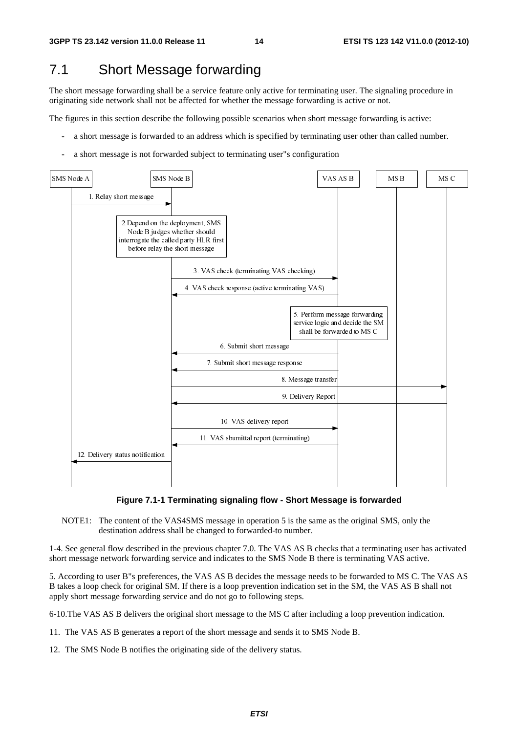## 7.1 Short Message forwarding

The short message forwarding shall be a service feature only active for terminating user. The signaling procedure in originating side network shall not be affected for whether the message forwarding is active or not.

The figures in this section describe the following possible scenarios when short message forwarding is active:

- a short message is forwarded to an address which is specified by terminating user other than called number.
- a short message is not forwarded subject to terminating user"s configuration

**Figure 7.1-1 Terminating signaling flow - Short Message is forwarded**

NOTE1: The content of the VAS4SMS message in operation 5 is the same as the original SMS, only the destination address shall be changed to forwarded-to number.

1-4. See general flow described in the previous chapter 7.0. The VAS AS B checks that a terminating user has activated short message network forwarding service and indicates to the SMS Node B there is terminating VAS active.

5. According to user B"s preferences, the VAS AS B decides the message needs to be forwarded to MS C. The VAS AS B takes a loop check for original SM. If there is a loop prevention indication set in the SM, the VAS AS B shall not apply short message forwarding service and do not go to following steps.

6-10.The VAS AS B delivers the original short message to the MS C after including a loop prevention indication.

11. The VAS AS B generates a report of the short message and sends it to SMS Node B.

12. The SMS Node B notifies the originating side of the delivery status.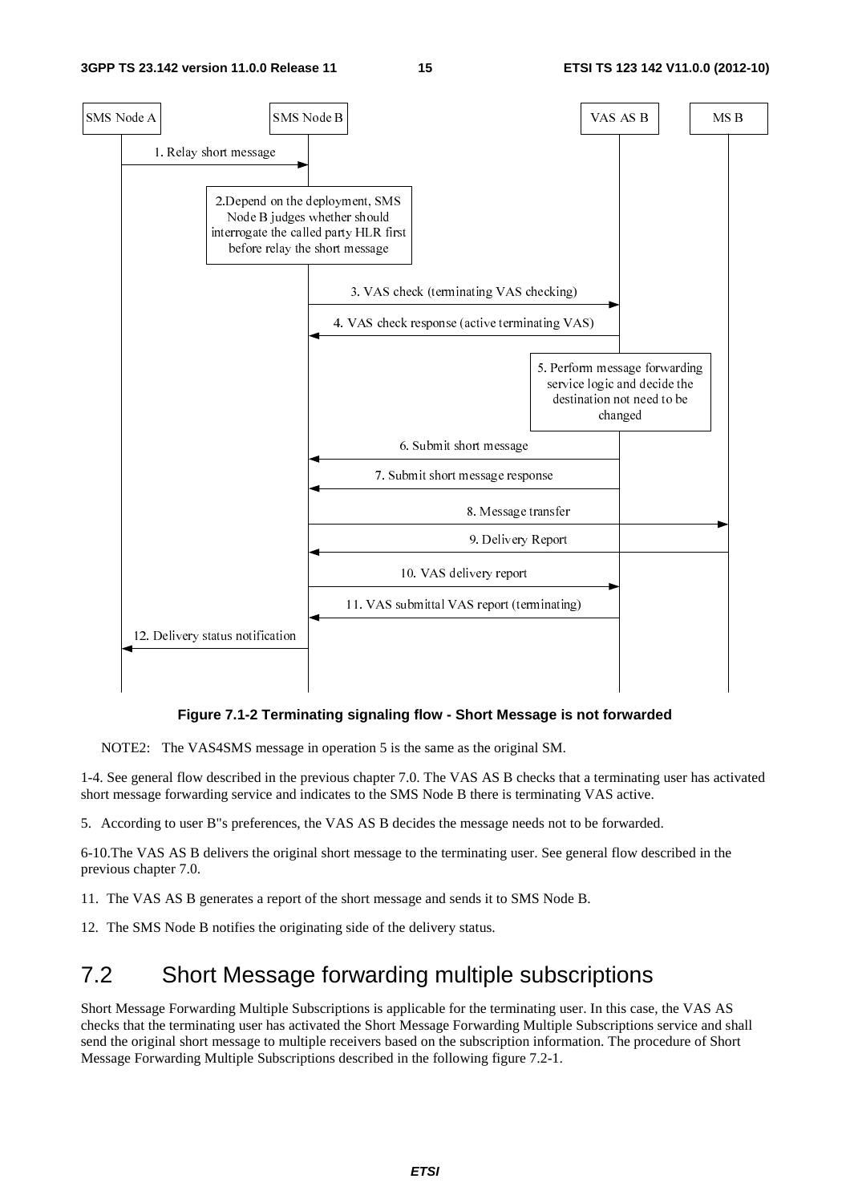**Figure 7.1-2 Terminating signaling flow - Short Message is not forwarded**

NOTE2: The VAS4SMS message in operation 5 is the same as the original SM.

1-4. See general flow described in the previous chapter 7.0. The VAS AS B checks that a terminating user has activated short message forwarding service and indicates to the SMS Node B there is terminating VAS active.

5. According to user B"s preferences, the VAS AS B decides the message needs not to be forwarded.

6-10.The VAS AS B delivers the original short message to the terminating user. See general flow described in the previous chapter 7.0.

11. The VAS AS B generates a report of the short message and sends it to SMS Node B.

12. The SMS Node B notifies the originating side of the delivery status.

## 7.2 Short Message forwarding multiple subscriptions

Short Message Forwarding Multiple Subscriptions is applicable for the terminating user. In this case, the VAS AS checks that the terminating user has activated the Short Message Forwarding Multiple Subscriptions service and shall send the original short message to multiple receivers based on the subscription information. The procedure of Short Message Forwarding Multiple Subscriptions described in the following figure 7.2-1.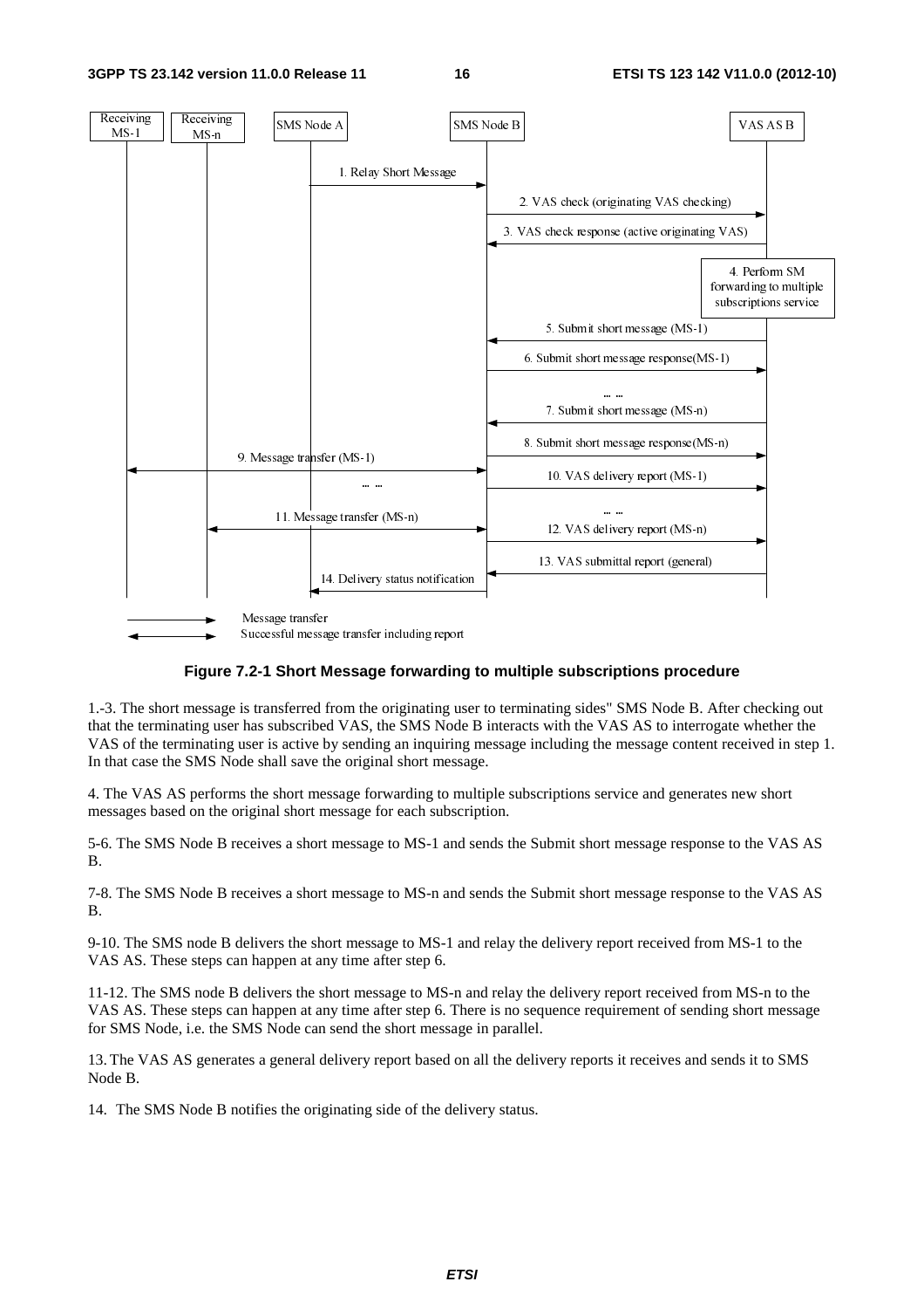**Figure 7.2-1 Short Message forwarding to multiple subscriptions procedure**

1.-3. The short message is transferred from the originating user to terminating sides" SMS Node B. After checking out that the terminating user has subscribed VAS, the SMS Node B interacts with the VAS AS to interrogate whether the VAS of the terminating user is active by sending an inquiring message including the message content received in step 1. In that case the SMS Node shall save the original short message.

4. The VAS AS performs the short message forwarding to multiple subscriptions service and generates new short messages based on the original short message for each subscription.

5-6. The SMS Node B receives a short message to MS-1 and sends the Submit short message response to the VAS AS B.

7-8. The SMS Node B receives a short message to MS-n and sends the Submit short message response to the VAS AS B.

9-10. The SMS node B delivers the short message to MS-1 and relay the delivery report received from MS-1 to the VAS AS. These steps can happen at any time after step 6.

11-12. The SMS node B delivers the short message to MS-n and relay the delivery report received from MS-n to the VAS AS. These steps can happen at any time after step 6. There is no sequence requirement of sending short message for SMS Node, i.e. the SMS Node can send the short message in parallel.

13. The VAS AS generates a general delivery report based on all the delivery reports it receives and sends it to SMS Node B.

14. The SMS Node B notifies the originating side of the delivery status.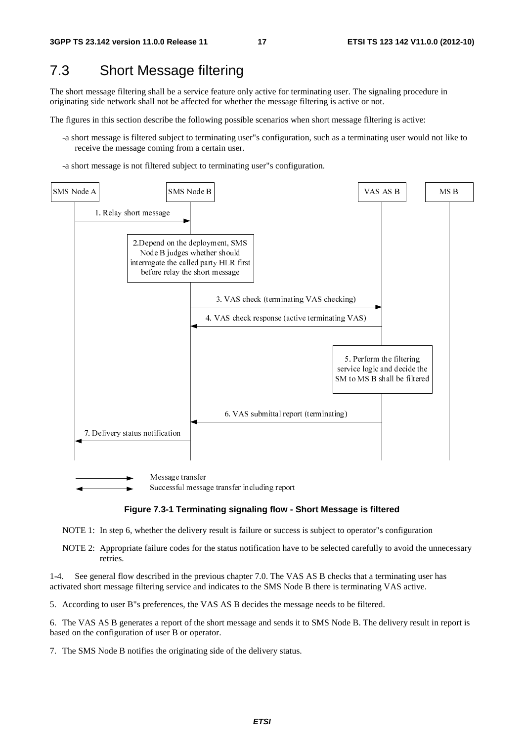## 7.3 Short Message filtering

The short message filtering shall be a service feature only active for terminating user. The signaling procedure in originating side network shall not be affected for whether the message filtering is active or not.

The figures in this section describe the following possible scenarios when short message filtering is active:

- -a short message is filtered subject to terminating user"s configuration, such as a terminating user would not like to receive the message coming from a certain user.
- -a short message is not filtered subject to terminating user"s configuration.

**Figure 7.3-1 Terminating signaling flow - Short Message is filtered**

NOTE 1: In step 6, whether the delivery result is failure or success is subject to operator"s configuration

NOTE 2: Appropriate failure codes for the status notification have to be selected carefully to avoid the unnecessary retries.

1-4. See general flow described in the previous chapter 7.0. The VAS AS B checks that a terminating user has activated short message filtering service and indicates to the SMS Node B there is terminating VAS active.

5. According to user B"s preferences, the VAS AS B decides the message needs to be filtered.

6. The VAS AS B generates a report of the short message and sends it to SMS Node B. The delivery result in report is based on the configuration of user B or operator.

7. The SMS Node B notifies the originating side of the delivery status.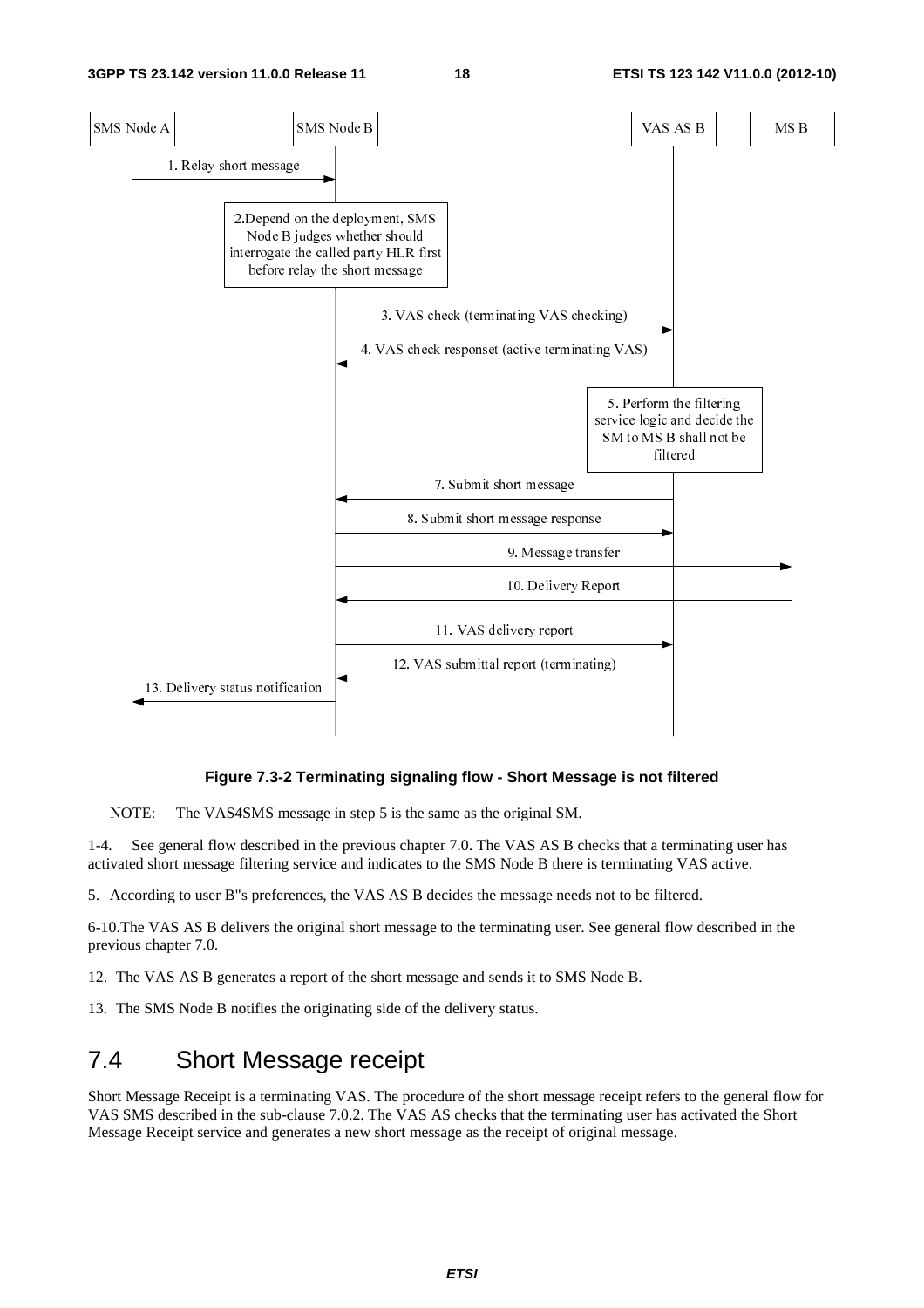**Figure 7.3-2 Terminating signaling flow - Short Message is not filtered**

NOTE: The VAS4SMS message in step 5 is the same as the original SM.

1-4. See general flow described in the previous chapter 7.0. The VAS AS B checks that a terminating user has activated short message filtering service and indicates to the SMS Node B there is terminating VAS active.

5. According to user B"s preferences, the VAS AS B decides the message needs not to be filtered.

6-10.The VAS AS B delivers the original short message to the terminating user. See general flow described in the previous chapter 7.0.

12. The VAS AS B generates a report of the short message and sends it to SMS Node B.

13. The SMS Node B notifies the originating side of the delivery status.

## 7.4 Short Message receipt

Short Message Receipt is a terminating VAS. The procedure of the short message receipt refers to the general flow for VAS SMS described in the sub-clause 7.0.2. The VAS AS checks that the terminating user has activated the Short Message Receipt service and generates a new short message as the receipt of original message.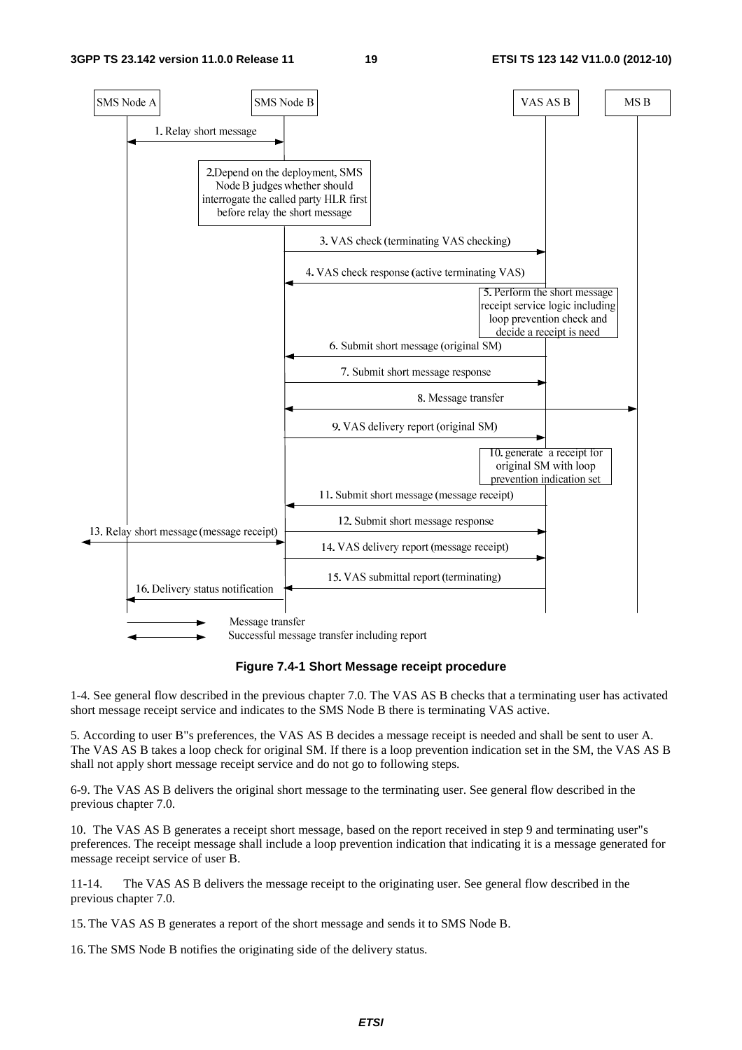**Figure 7.4-1 Short Message receipt procedure**

1-4. See general flow described in the previous chapter 7.0. The VAS AS B checks that a terminating user has activated short message receipt service and indicates to the SMS Node B there is terminating VAS active.

5. According to user B"s preferences, the VAS AS B decides a message receipt is needed and shall be sent to user A. The VAS AS B takes a loop check for original SM. If there is a loop prevention indication set in the SM, the VAS AS B shall not apply short message receipt service and do not go to following steps.

6-9. The VAS AS B delivers the original short message to the terminating user. See general flow described in the previous chapter 7.0.

10. The VAS AS B generates a receipt short message, based on the report received in step 9 and terminating user"s preferences. The receipt message shall include a loop prevention indication that indicating it is a message generated for message receipt service of user B.

11-14. The VAS AS B delivers the message receipt to the originating user. See general flow described in the previous chapter 7.0.

15. The VAS AS B generates a report of the short message and sends it to SMS Node B.

16. The SMS Node B notifies the originating side of the delivery status.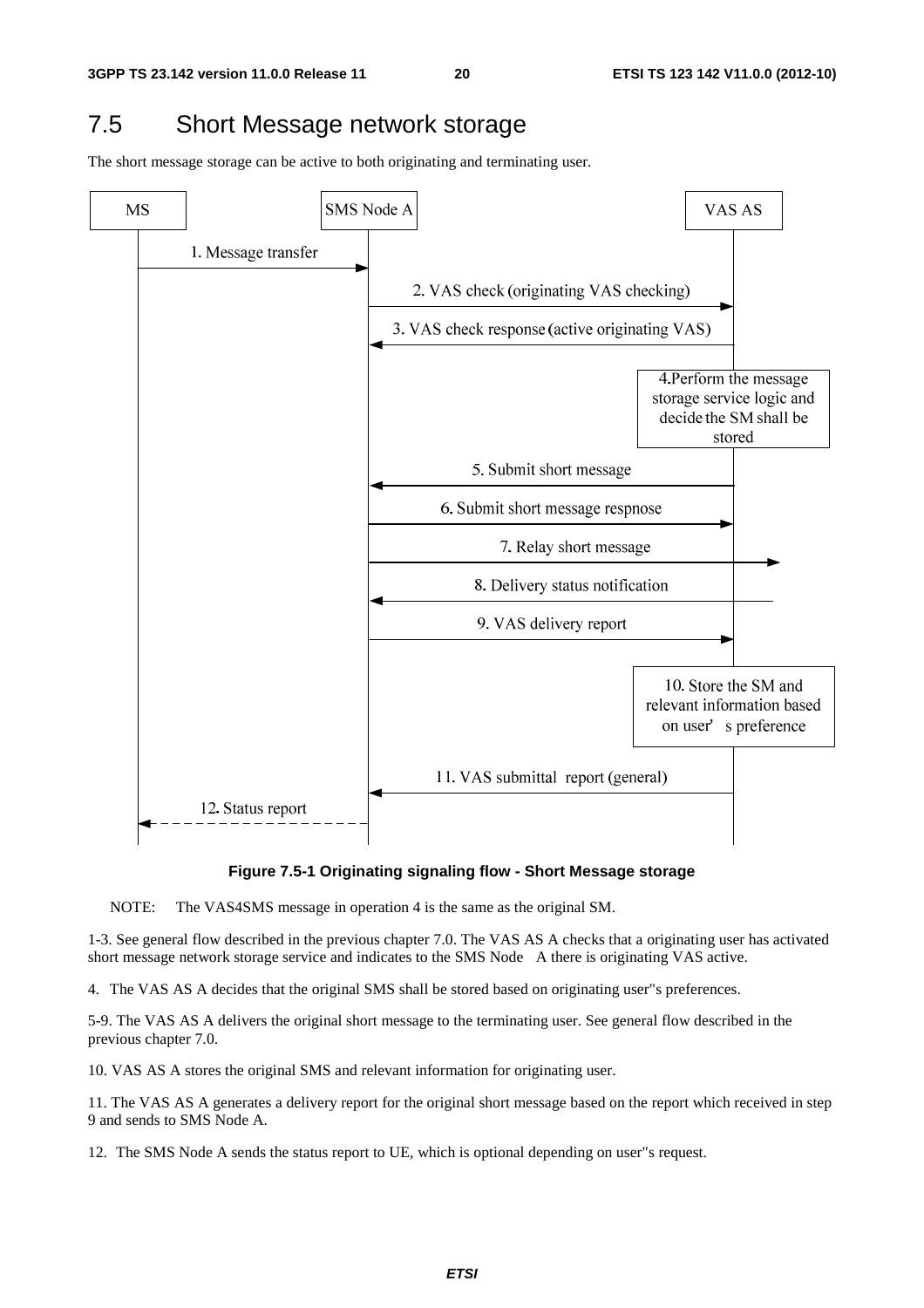## 7.5 Short Message network storage

The short message storage can be active to both originating and terminating user.

**Figure 7.5-1 Originating signaling flow - Short Message storage**

NOTE: The VAS4SMS message in operation 4 is the same as the original SM.

1-3. See general flow described in the previous chapter 7.0. The VAS AS A checks that a originating user has activated short message network storage service and indicates to the SMS Node A there is originating VAS active.

4. The VAS AS A decides that the original SMS shall be stored based on originating user"s preferences.

5-9. The VAS AS A delivers the original short message to the terminating user. See general flow described in the previous chapter 7.0.

10. VAS AS A stores the original SMS and relevant information for originating user.

11. The VAS AS A generates a delivery report for the original short message based on the report which received in step 9 and sends to SMS Node A.

12. The SMS Node A sends the status report to UE, which is optional depending on user"s request.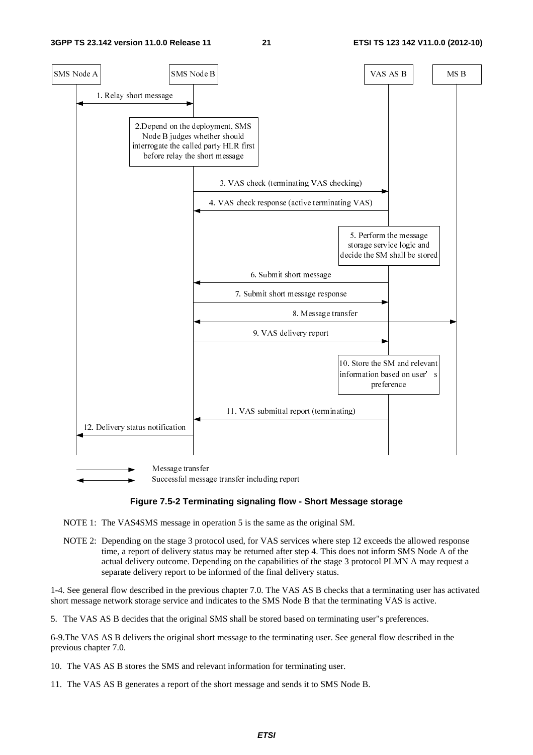Figure 7.5-2 Terminating signaling flow - Short Message storage

NOTE 1: The VAS4SMS message in operation 5 is the same as the original SM.

NOTE 2: Depending on the stage 3 protocol used, for VAS services where step 12 exceeds the allowed response time, a report of delivery status may be returned after step 4. This does not inform SMS Node A of the actual delivery outcome. Depending on the capabilities of the stage 3 protocol PLMN A may request a separate delivery report to be informed of the final delivery status.

1-4. See general flow described in the previous chapter 7.0. The VAS AS B checks that a terminating user has activated short message network storage service and indicates to the SMS Node B that the terminating VAS is active.

5. The VAS AS B decides that the original SMS shall be stored based on terminating user"s preferences.

6-9.The VAS AS B delivers the original short message to the terminating user. See general flow described in the previous chapter 7.0.

10. The VAS AS B stores the SMS and relevant information for terminating user.

11. The VAS AS B generates a report of the short message and sends it to SMS Node B.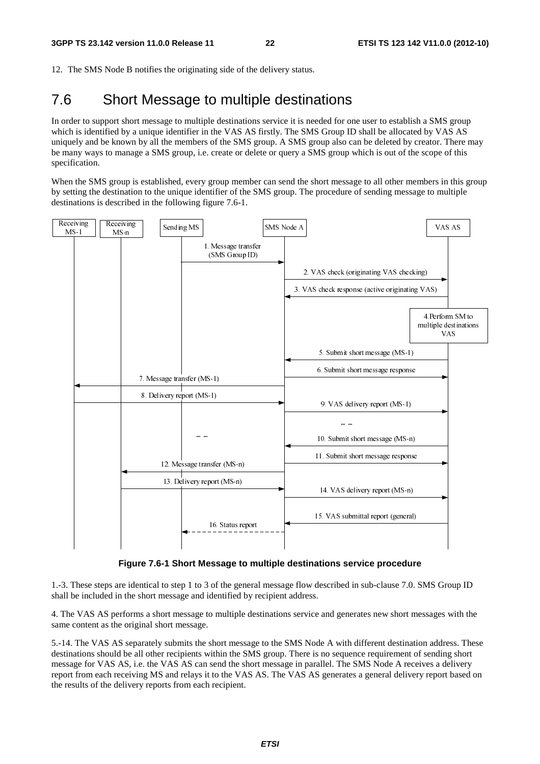12. The SMS Node B notifies the originating side of the delivery status.

## 7.6 Short Message to multiple destinations

In order to support short message to multiple destinations service it is needed for one user to establish a SMS group which is identified by a unique identifier in the VAS AS firstly. The SMS Group ID shall be allocated by VAS AS uniquely and be known by all the members of the SMS group. A SMS group also can be deleted by creator. There may be many ways to manage a SMS group, i.e. create or delete or query a SMS group which is out of the scope of this specification.

When the SMS group is established, every group member can send the short message to all other members in this group by setting the destination to the unique identifier of the SMS group. The procedure of sending message to multiple destinations is described in the following figure 7.6-1.

**Figure 7.6-1 Short Message to multiple destinations service procedure**

1.-3. These steps are identical to step 1 to 3 of the general message flow described in sub-clause 7.0. SMS Group ID shall be included in the short message and identified by recipient address.

4. The VAS AS performs a short message to multiple destinations service and generates new short messages with the same content as the original short message.

5.-14. The VAS AS separately submits the short message to the SMS Node A with different destination address. These destinations should be all other recipients within the SMS group. There is no sequence requirement of sending short message for VAS AS, i.e. the VAS AS can send the short message in parallel. The SMS Node A receives a delivery report from each receiving MS and relays it to the VAS AS. The VAS AS generates a general delivery report based on the results of the delivery reports from each recipient.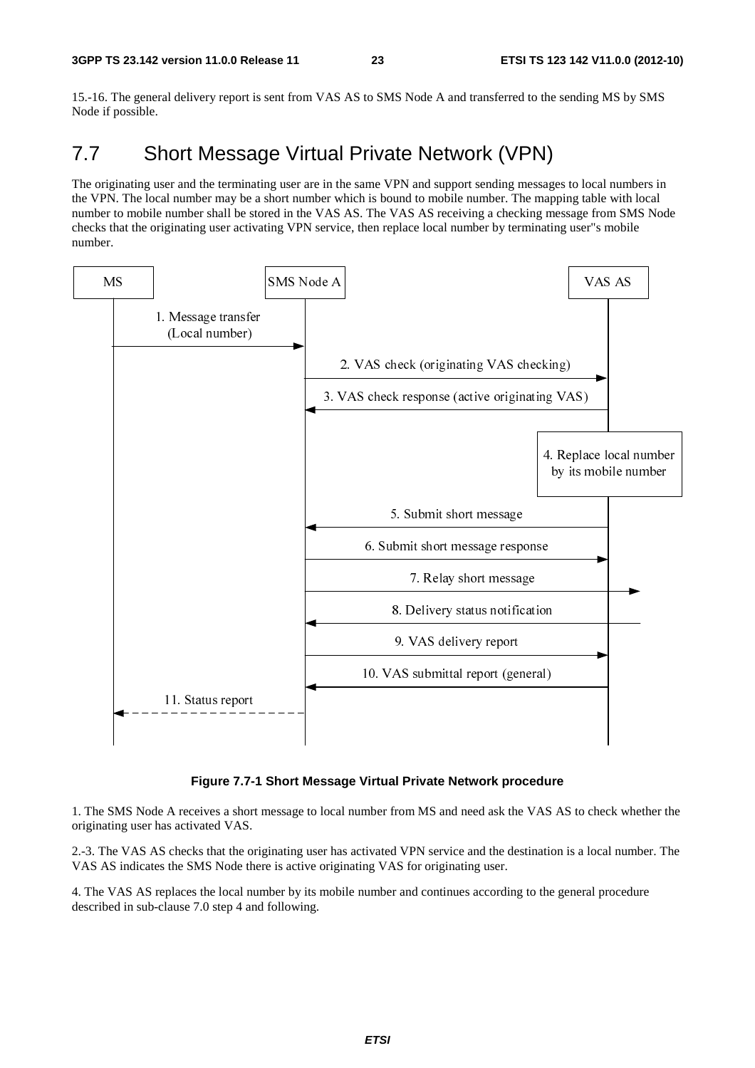15.-16. The general delivery report is sent from VAS AS to SMS Node A and transferred to the sending MS by SMS Node if possible.

## 7.7 Short Message Virtual Private Network (VPN)

The originating user and the terminating user are in the same VPN and support sending messages to local numbers in the VPN. The local number may be a short number which is bound to mobile number. The mapping table with local number to mobile number shall be stored in the VAS AS. The VAS AS receiving a checking message from SMS Node checks that the originating user activating VPN service, then replace local number by terminating user''s mobile number.

**Figure 7.7-1 Short Message Virtual Private Network procedure**

1. The SMS Node A receives a short message to local number from MS and need ask the VAS AS to check whether the originating user has activated VAS.

2.-3. The VAS AS checks that the originating user has activated VPN service and the destination is a local number. The VAS AS indicates the SMS Node there is active originating VAS for originating user.

4. The VAS AS replaces the local number by its mobile number and continues according to the general procedure described in sub-clause 7.0 step 4 and following.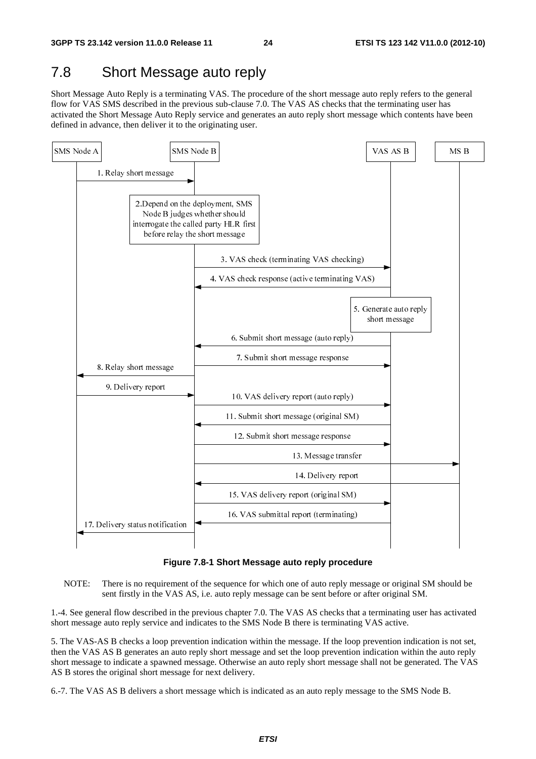# 7.8 Short Message auto reply

Short Message Auto Reply is a terminating VAS. The procedure of the short message auto reply refers to the general flow for VAS SMS described in the previous sub-clause 7.0. The VAS AS checks that the terminating user has activated the Short Message Auto Reply service and generates an auto reply short message which contents have been defined in advance, then deliver it to the originating user.

**Figure 7.8-1 Short Message auto reply procedure**

NOTE: There is no requirement of the sequence for which one of auto reply message or original SM should be sent firstly in the VAS AS, i.e. auto reply message can be sent before or after original SM.

1.-4. See general flow described in the previous chapter 7.0. The VAS AS checks that a terminating user has activated short message auto reply service and indicates to the SMS Node B there is terminating VAS active.

5. The VAS-AS B checks a loop prevention indication within the message. If the loop prevention indication is not set, then the VAS AS B generates an auto reply short message and set the loop prevention indication within the auto reply short message to indicate a spawned message. Otherwise an auto reply short message shall not be generated. The VAS AS B stores the original short message for next delivery.

6.-7. The VAS AS B delivers a short message which is indicated as an auto reply message to the SMS Node B.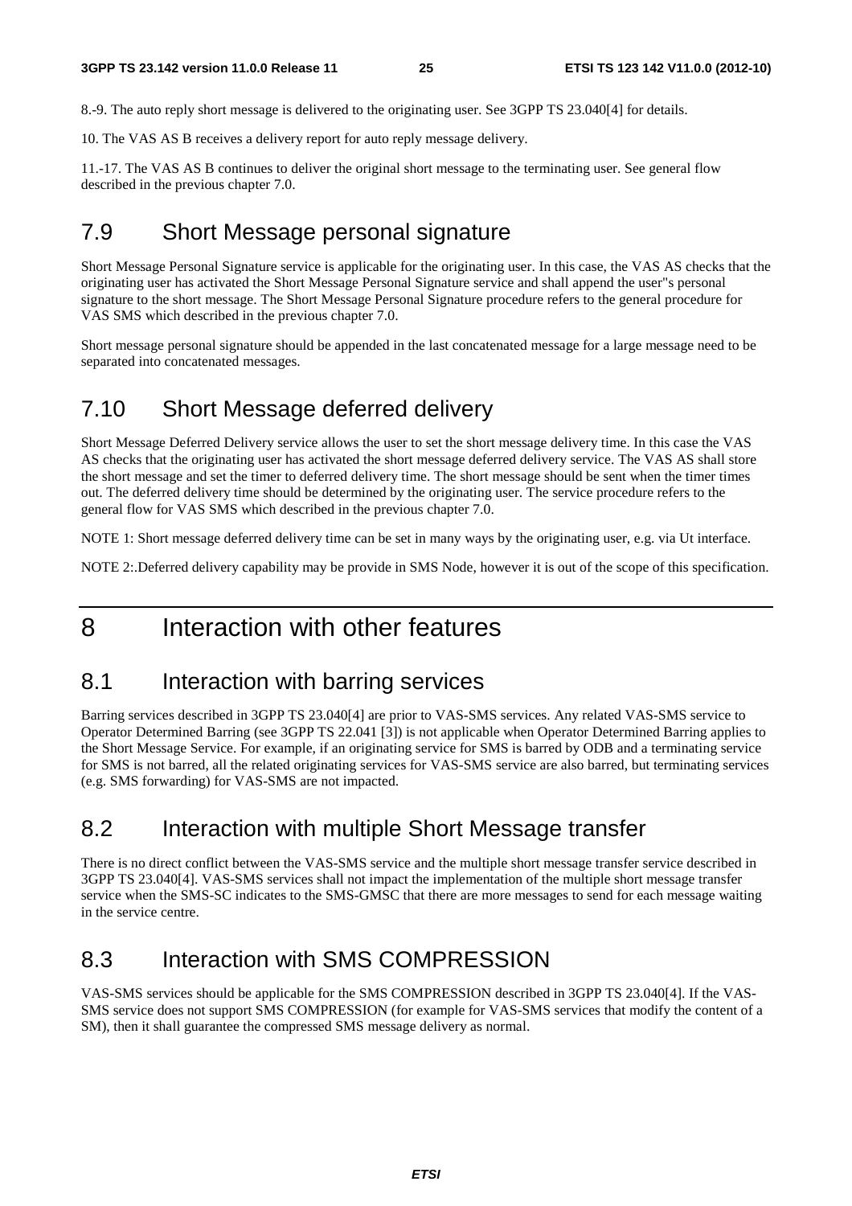8.-9. The auto reply short message is delivered to the originating user. See 3GPP TS 23.040[4] for details.

10. The VAS AS B receives a delivery report for auto reply message delivery.

11.-17. The VAS AS B continues to deliver the original short message to the terminating user. See general flow described in the previous chapter 7.0.

## 7.9 Short Message personal signature

Short Message Personal Signature service is applicable for the originating user. In this case, the VAS AS checks that the originating user has activated the Short Message Personal Signature service and shall append the user"s personal signature to the short message. The Short Message Personal Signature procedure refers to the general procedure for VAS SMS which described in the previous chapter 7.0.

Short message personal signature should be appended in the last concatenated message for a large message need to be separated into concatenated messages.

## 7.10 Short Message deferred delivery

Short Message Deferred Delivery service allows the user to set the short message delivery time. In this case the VAS AS checks that the originating user has activated the short message deferred delivery service. The VAS AS shall store the short message and set the timer to deferred delivery time. The short message should be sent when the timer times out. The deferred delivery time should be determined by the originating user. The service procedure refers to the general flow for VAS SMS which described in the previous chapter 7.0.

NOTE 1: Short message deferred delivery time can be set in many ways by the originating user, e.g. via Ut interface.

NOTE 2:.Deferred delivery capability may be provide in SMS Node, however it is out of the scope of this specification.

# 8 Interaction with other features

## 8.1 Interaction with barring services

Barring services described in 3GPP TS 23.040[4] are prior to VAS-SMS services. Any related VAS-SMS service to Operator Determined Barring (see 3GPP TS 22.041 [3]) is not applicable when Operator Determined Barring applies to the Short Message Service. For example, if an originating service for SMS is barred by ODB and a terminating service for SMS is not barred, all the related originating services for VAS-SMS service are also barred, but terminating services (e.g. SMS forwarding) for VAS-SMS are not impacted.

## 8.2 Interaction with multiple Short Message transfer

There is no direct conflict between the VAS-SMS service and the multiple short message transfer service described in 3GPP TS 23.040[4]. VAS-SMS services shall not impact the implementation of the multiple short message transfer service when the SMS-SC indicates to the SMS-GMSC that there are more messages to send for each message waiting in the service centre.

## 8.3 Interaction with SMS COMPRESSION

VAS-SMS services should be applicable for the SMS COMPRESSION described in 3GPP TS 23.040[4]. If the VAS-SMS service does not support SMS COMPRESSION (for example for VAS-SMS services that modify the content of a SM), then it shall guarantee the compressed SMS message delivery as normal.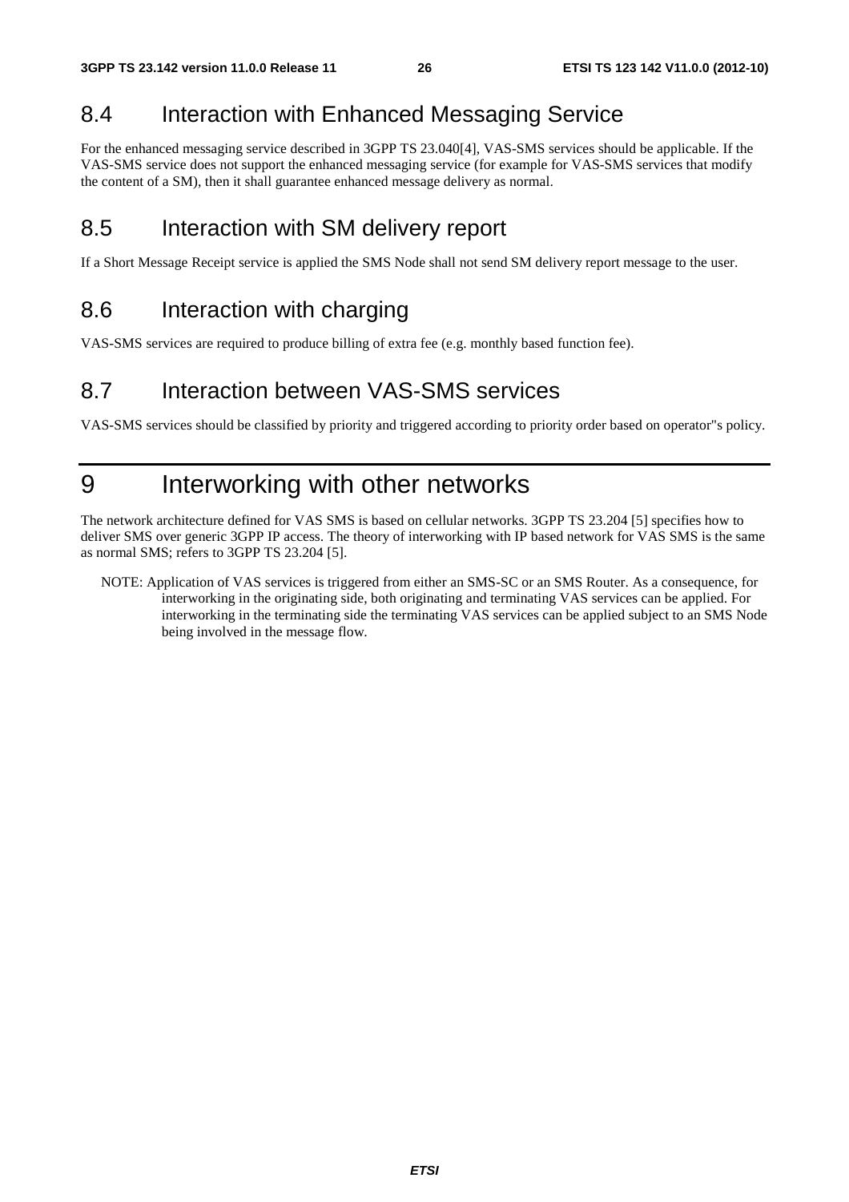## 8.4 Interaction with Enhanced Messaging Service

For the enhanced messaging service described in 3GPP TS 23.040[4], VAS-SMS services should be applicable. If the VAS-SMS service does not support the enhanced messaging service (for example for VAS-SMS services that modify the content of a SM), then it shall guarantee enhanced message delivery as normal.

## 8.5 Interaction with SM delivery report

If a Short Message Receipt service is applied the SMS Node shall not send SM delivery report message to the user.

## 8.6 Interaction with charging

VAS-SMS services are required to produce billing of extra fee (e.g. monthly based function fee).

## 8.7 Interaction between VAS-SMS services

VAS-SMS services should be classified by priority and triggered according to priority order based on operator"s policy.

# 9 Interworking with other networks

The network architecture defined for VAS SMS is based on cellular networks. 3GPP TS 23.204 [5] specifies how to deliver SMS over generic 3GPP IP access. The theory of interworking with IP based network for VAS SMS is the same as normal SMS; refers to 3GPP TS 23.204 [5].

NOTE: Application of VAS services is triggered from either an SMS-SC or an SMS Router. As a consequence, for interworking in the originating side, both originating and terminating VAS services can be applied. For interworking in the terminating side the terminating VAS services can be applied subject to an SMS Node being involved in the message flow.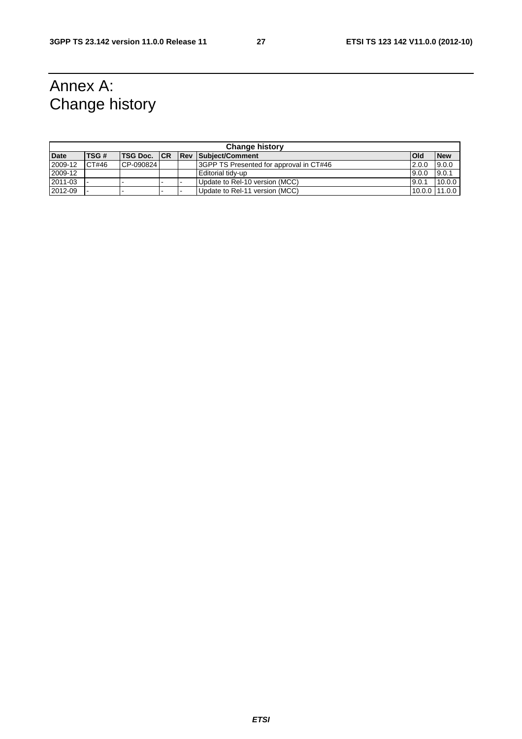# Annex A: Change history

| Change history | | | | | | | |
|---|---|---|---|---|---|---|---|
| **Date** | **TSG #** | **TSG Doc.** | **CR** | **Rev** | **Subject/Comment** | **Old** | **New** |
| 2009-12 | CT#46 | CP-090824 | | | 3GPP TS Presented for approval in CT#46 | 2.0.0 | 9.0.0 |
| 2009-12 | | | | | Editorial tidy-up | 9.0.0 | 9.0.1 |
| 2011-03 | - | - | - | - | Update to Rel-10 version (MCC) | 9.0.1 | 10.0.0 |
| 2012-09 | - | - | - | - | Update to Rel-11 version (MCC) | 10.0.0 | 11.0.0 |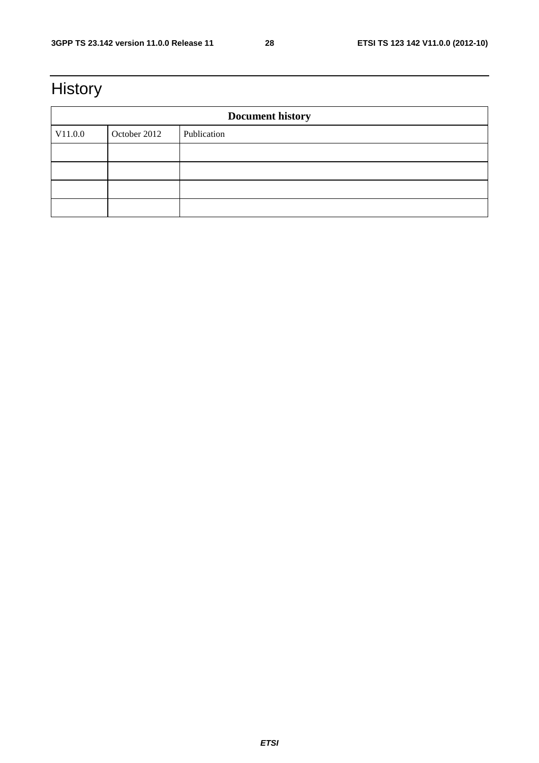# History

| Document history | | |
|---|---|---|
| V11.0.0 | October 2012 | Publication |
| | | |
| | | |
| | | |
| | | |